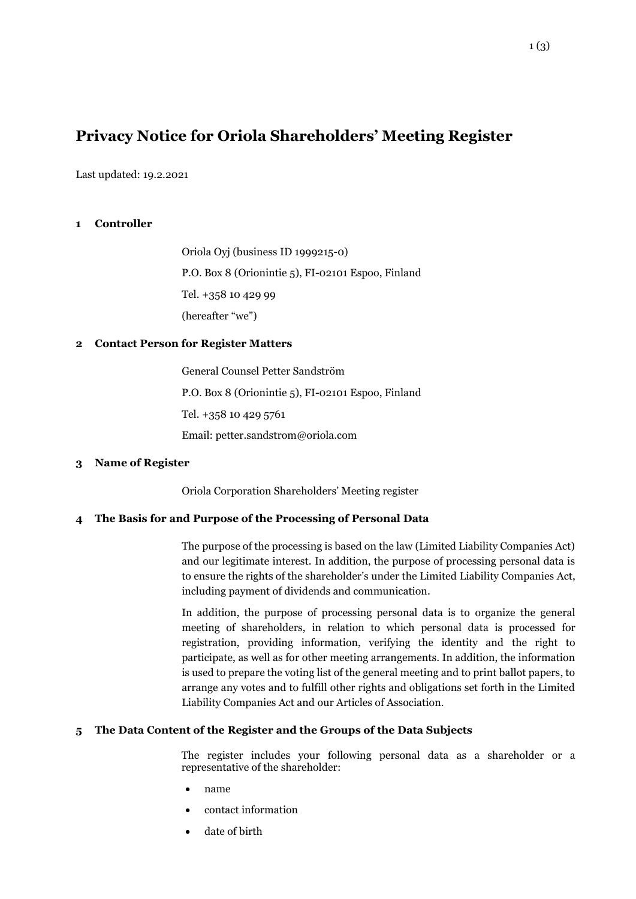# Privacy Notice for Oriola Shareholders' Meeting Register

Last updated: 19.2.2021

## 1 Controller

Oriola Oyj (business ID 1999215-0)

P.O. Box 8 (Orionintie 5), FI-02101 Espoo, Finland

Tel. +358 10 429 99

(hereafter "we")

## 2 Contact Person for Register Matters

General Counsel Petter Sandström

P.O. Box 8 (Orionintie 5), FI-02101 Espoo, Finland

Tel. +358 10 429 5761

Email: petter.sandstrom@oriola.com

## 3 Name of Register

Oriola Corporation Shareholders' Meeting register

## 4 The Basis for and Purpose of the Processing of Personal Data

The purpose of the processing is based on the law (Limited Liability Companies Act) and our legitimate interest. In addition, the purpose of processing personal data is to ensure the rights of the shareholder's under the Limited Liability Companies Act, including payment of dividends and communication.

In addition, the purpose of processing personal data is to organize the general meeting of shareholders, in relation to which personal data is processed for registration, providing information, verifying the identity and the right to participate, as well as for other meeting arrangements. In addition, the information is used to prepare the voting list of the general meeting and to print ballot papers, to arrange any votes and to fulfill other rights and obligations set forth in the Limited Liability Companies Act and our Articles of Association.

## 5 The Data Content of the Register and the Groups of the Data Subjects

The register includes your following personal data as a shareholder or a representative of the shareholder:

- name
- contact information
- date of birth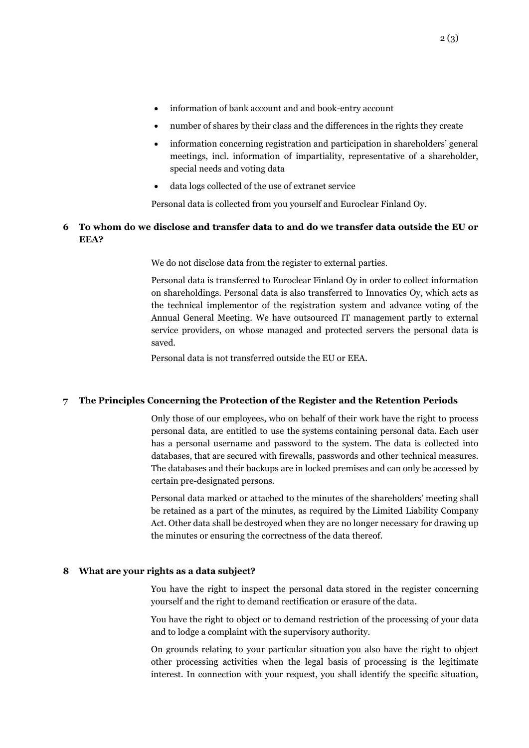- information of bank account and and book-entry account
- number of shares by their class and the differences in the rights they create
- information concerning registration and participation in shareholders' general meetings, incl. information of impartiality, representative of a shareholder, special needs and voting data
- data logs collected of the use of extranet service

Personal data is collected from you yourself and Euroclear Finland Oy.

## 6 To whom do we disclose and transfer data to and do we transfer data outside the EU or EEA?

We do not disclose data from the register to external parties.

Personal data is transferred to Euroclear Finland Oy in order to collect information on shareholdings. Personal data is also transferred to Innovatics Oy, which acts as the technical implementor of the registration system and advance voting of the Annual General Meeting. We have outsourced IT management partly to external service providers, on whose managed and protected servers the personal data is saved.

Personal data is not transferred outside the EU or EEA.

## 7 The Principles Concerning the Protection of the Register and the Retention Periods

Only those of our employees, who on behalf of their work have the right to process personal data, are entitled to use the systems containing personal data. Each user has a personal username and password to the system. The data is collected into databases, that are secured with firewalls, passwords and other technical measures. The databases and their backups are in locked premises and can only be accessed by certain pre-designated persons.

Personal data marked or attached to the minutes of the shareholders' meeting shall be retained as a part of the minutes, as required by the Limited Liability Company Act. Other data shall be destroyed when they are no longer necessary for drawing up the minutes or ensuring the correctness of the data thereof.

## 8 What are your rights as a data subject?

You have the right to inspect the personal data stored in the register concerning yourself and the right to demand rectification or erasure of the data.

You have the right to object or to demand restriction of the processing of your data and to lodge a complaint with the supervisory authority.

On grounds relating to your particular situation you also have the right to object other processing activities when the legal basis of processing is the legitimate interest. In connection with your request, you shall identify the specific situation,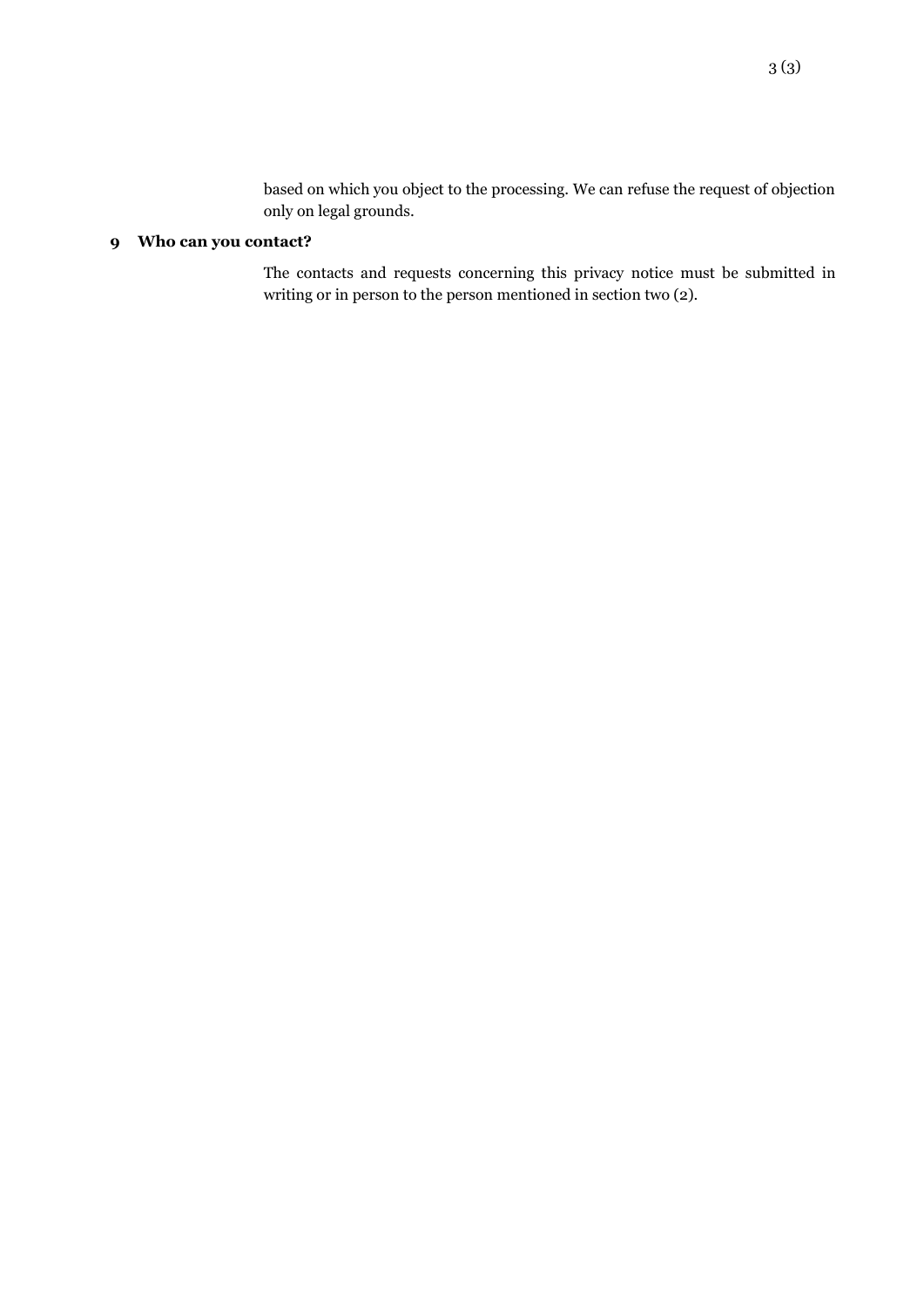based on which you object to the processing. We can refuse the request of objection only on legal grounds.

## 9 Who can you contact?

The contacts and requests concerning this privacy notice must be submitted in writing or in person to the person mentioned in section two (2).